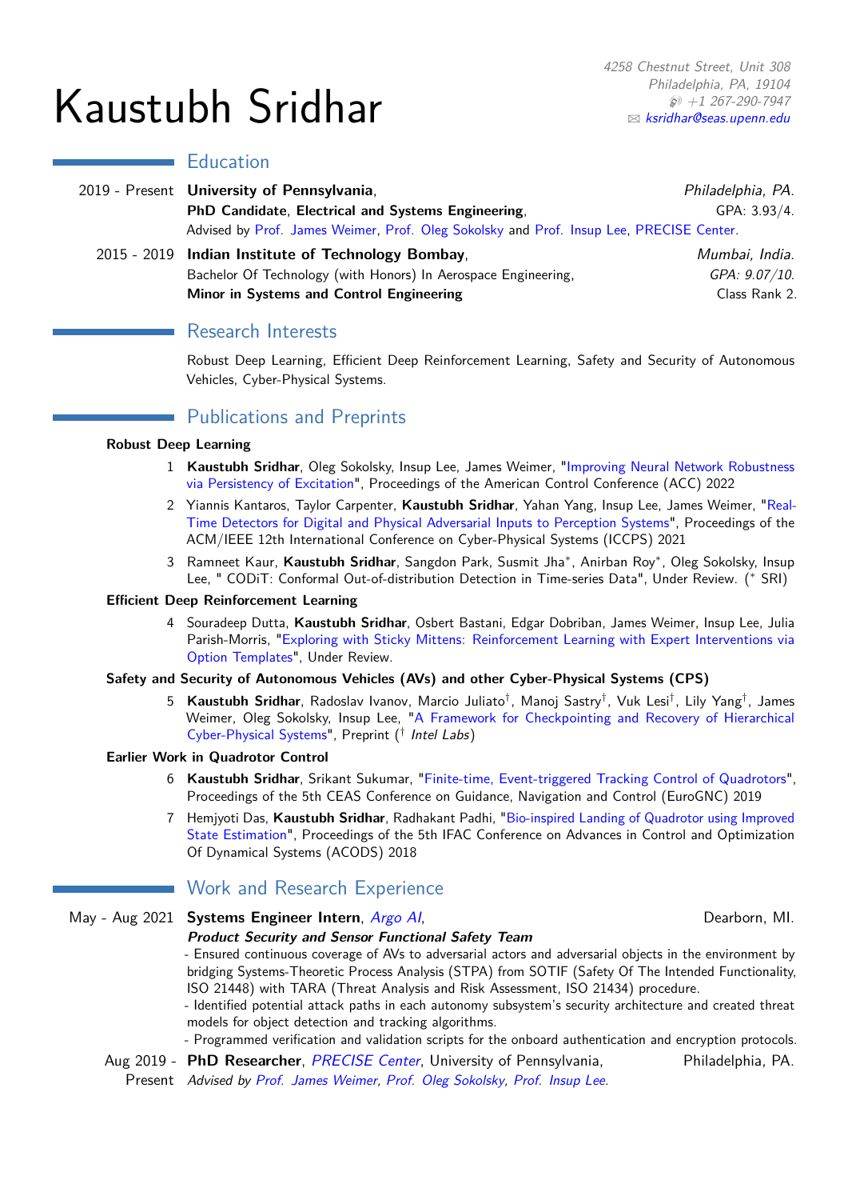# Kaustubh Sridhar

4258 Chestnut Street, Unit 308
Philadelphia, PA, 19104
+1 267-290-7947
ksridhar@seas.upenn.edu

## Education

**2019 - Present** **University of Pennsylvania**, *Philadelphia, PA.*
**PhD Candidate, Electrical and Systems Engineering**, GPA: 3.93/4.
Advised by Prof. James Weimer, Prof. Oleg Sokolsky and Prof. Insup Lee, PRECISE Center.

**2015 - 2019** **Indian Institute of Technology Bombay**, *Mumbai, India.*
Bachelor Of Technology (with Honors) In Aerospace Engineering, *GPA: 9.07/10.*
**Minor in Systems and Control Engineering** Class Rank 2.

## Research Interests

Robust Deep Learning, Efficient Deep Reinforcement Learning, Safety and Security of Autonomous Vehicles, Cyber-Physical Systems.

## Publications and Preprints

**Robust Deep Learning**

1. **Kaustubh Sridhar**, Oleg Sokolsky, Insup Lee, James Weimer, "Improving Neural Network Robustness via Persistency of Excitation", Proceedings of the American Control Conference (ACC) 2022
2. Yiannis Kantaros, Taylor Carpenter, **Kaustubh Sridhar**, Yahan Yang, Insup Lee, James Weimer, "Real-Time Detectors for Digital and Physical Adversarial Inputs to Perception Systems", Proceedings of the ACM/IEEE 12th International Conference on Cyber-Physical Systems (ICCPS) 2021
3. Ramneet Kaur, **Kaustubh Sridhar**, Sangdon Park, Susmit Jha*, Anirban Roy*, Oleg Sokolsky, Insup Lee, " CODiT: Conformal Out-of-distribution Detection in Time-series Data", Under Review. (* SRI)

**Efficient Deep Reinforcement Learning**

4. Souradeep Dutta, **Kaustubh Sridhar**, Osbert Bastani, Edgar Dobriban, James Weimer, Insup Lee, Julia Parish-Morris, "Exploring with Sticky Mittens: Reinforcement Learning with Expert Interventions via Option Templates", Under Review.

**Safety and Security of Autonomous Vehicles (AVs) and other Cyber-Physical Systems (CPS)**

5. **Kaustubh Sridhar**, Radoslav Ivanov, Marcio Juliato†, Manoj Sastry†, Vuk Lesi†, Lily Yang†, James Weimer, Oleg Sokolsky, Insup Lee, "A Framework for Checkpointing and Recovery of Hierarchical Cyber-Physical Systems", Preprint († *Intel Labs*)

**Earlier Work in Quadrotor Control**

6. **Kaustubh Sridhar**, Srikant Sukumar, "Finite-time, Event-triggered Tracking Control of Quadrotors", Proceedings of the 5th CEAS Conference on Guidance, Navigation and Control (EuroGNC) 2019
7. Hemjyoti Das, **Kaustubh Sridhar**, Radhakant Padhi, "Bio-inspired Landing of Quadrotor using Improved State Estimation", Proceedings of the 5th IFAC Conference on Advances in Control and Optimization Of Dynamical Systems (ACODS) 2018

## Work and Research Experience

**May - Aug 2021** **Systems Engineer Intern**, *Argo AI*, Dearborn, MI.
***Product Security and Sensor Functional Safety Team***
- Ensured continuous coverage of AVs to adversarial actors and adversarial objects in the environment by bridging Systems-Theoretic Process Analysis (STPA) from SOTIF (Safety Of The Intended Functionality, ISO 21448) with TARA (Threat Analysis and Risk Assessment, ISO 21434) procedure.
- Identified potential attack paths in each autonomy subsystem's security architecture and created threat models for object detection and tracking algorithms.
- Programmed verification and validation scripts for the onboard authentication and encryption protocols.

**Aug 2019 - Present** **PhD Researcher**, *PRECISE Center*, University of Pennsylvania, Philadelphia, PA.
*Advised by Prof. James Weimer, Prof. Oleg Sokolsky, Prof. Insup Lee.*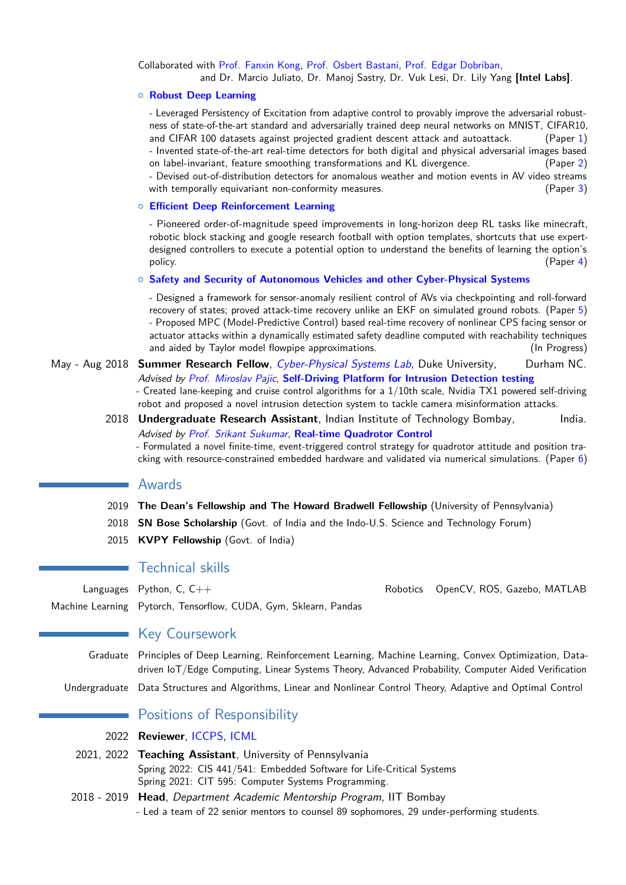Collaborated with Prof. Fanxin Kong, Prof. Osbert Bastani, Prof. Edgar Dobriban,
and Dr. Marcio Juliato, Dr. Manoj Sastry, Dr. Vuk Lesi, Dr. Lily Yang **[Intel Labs]**.

- **Robust Deep Learning**

  - Leveraged Persistency of Excitation from adaptive control to provably improve the adversarial robustness of state-of-the-art standard and adversarially trained deep neural networks on MNIST, CIFAR10, and CIFAR 100 datasets against projected gradient descent attack and autoattack. (Paper 1)
  - Invented state-of-the-art real-time detectors for both digital and physical adversarial images based on label-invariant, feature smoothing transformations and KL divergence. (Paper 2)
  - Devised out-of-distribution detectors for anomalous weather and motion events in AV video streams with temporally equivariant non-conformity measures. (Paper 3)

- **Efficient Deep Reinforcement Learning**

  - Pioneered order-of-magnitude speed improvements in long-horizon deep RL tasks like minecraft, robotic block stacking and google research football with option templates, shortcuts that use expert-designed controllers to execute a potential option to understand the benefits of learning the option's policy. (Paper 4)

- **Safety and Security of Autonomous Vehicles and other Cyber-Physical Systems**

  - Designed a framework for sensor-anomaly resilient control of AVs via checkpointing and roll-forward recovery of states; proved attack-time recovery unlike an EKF on simulated ground robots. (Paper 5)
  - Proposed MPC (Model-Predictive Control) based real-time recovery of nonlinear CPS facing sensor or actuator attacks within a dynamically estimated safety deadline computed with reachability techniques and aided by Taylor model flowpipe approximations. (In Progress)

May - Aug 2018 **Summer Research Fellow**, *Cyber-Physical Systems Lab*, Duke University, Durham NC.
*Advised by Prof. Miroslav Pajic*, **Self-Driving Platform for Intrusion Detection testing**
- Created lane-keeping and cruise control algorithms for a 1/10th scale, Nvidia TX1 powered self-driving robot and proposed a novel intrusion detection system to tackle camera misinformation attacks.

2018 **Undergraduate Research Assistant**, Indian Institute of Technology Bombay, India.
*Advised by Prof. Srikant Sukumar*, **Real-time Quadrotor Control**
- Formulated a novel finite-time, event-triggered control strategy for quadrotor attitude and position tracking with resource-constrained embedded hardware and validated via numerical simulations. (Paper 6)

## Awards

2019 **The Dean's Fellowship and The Howard Bradwell Fellowship** (University of Pennsylvania)

2018 **SN Bose Scholarship** (Govt. of India and the Indo-U.S. Science and Technology Forum)

2015 **KVPY Fellowship** (Govt. of India)

## Technical skills

Languages: Python, C, C++

Robotics: OpenCV, ROS, Gazebo, MATLAB

Machine Learning: Pytorch, Tensorflow, CUDA, Gym, Sklearn, Pandas

## Key Coursework

Graduate: Principles of Deep Learning, Reinforcement Learning, Machine Learning, Convex Optimization, Data-driven IoT/Edge Computing, Linear Systems Theory, Advanced Probability, Computer Aided Verification

Undergraduate: Data Structures and Algorithms, Linear and Nonlinear Control Theory, Adaptive and Optimal Control

## Positions of Responsibility

2022 **Reviewer**, ICCPS, ICML

2021, 2022 **Teaching Assistant**, University of Pennsylvania
Spring 2022: CIS 441/541: Embedded Software for Life-Critical Systems
Spring 2021: CIT 595: Computer Systems Programming.

2018 - 2019 **Head**, *Department Academic Mentorship Program*, IIT Bombay
- Led a team of 22 senior mentors to counsel 89 sophomores, 29 under-performing students.